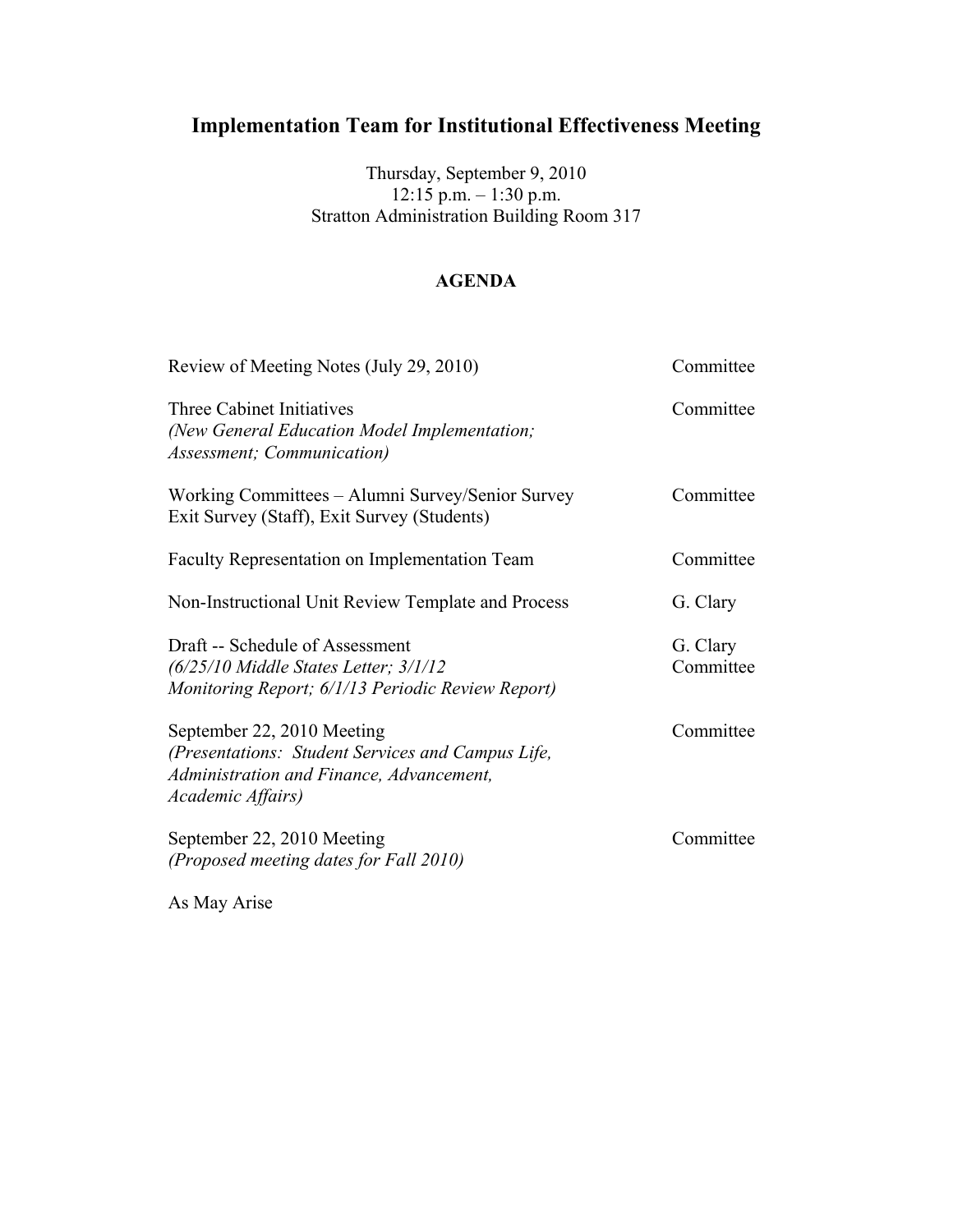# Implementation Team for Institutional Effectiveness Meeting

Thursday, September 9, 2010
12:15 p.m. – 1:30 p.m.
Stratton Administration Building Room 317

## AGENDA

| Item | Responsible |
|---|---|
| Review of Meeting Notes (July 29, 2010) | Committee |
| Three Cabinet Initiatives *(New General Education Model Implementation; Assessment; Communication)* | Committee |
| Working Committees – Alumni Survey/Senior Survey Exit Survey (Staff), Exit Survey (Students) | Committee |
| Faculty Representation on Implementation Team | Committee |
| Non-Instructional Unit Review Template and Process | G. Clary |
| Draft -- Schedule of Assessment *(6/25/10 Middle States Letter; 3/1/12 Monitoring Report; 6/1/13 Periodic Review Report)* | G. Clary Committee |
| September 22, 2010 Meeting *(Presentations: Student Services and Campus Life, Administration and Finance, Advancement, Academic Affairs)* | Committee |
| September 22, 2010 Meeting *(Proposed meeting dates for Fall 2010)* | Committee |
| As May Arise | |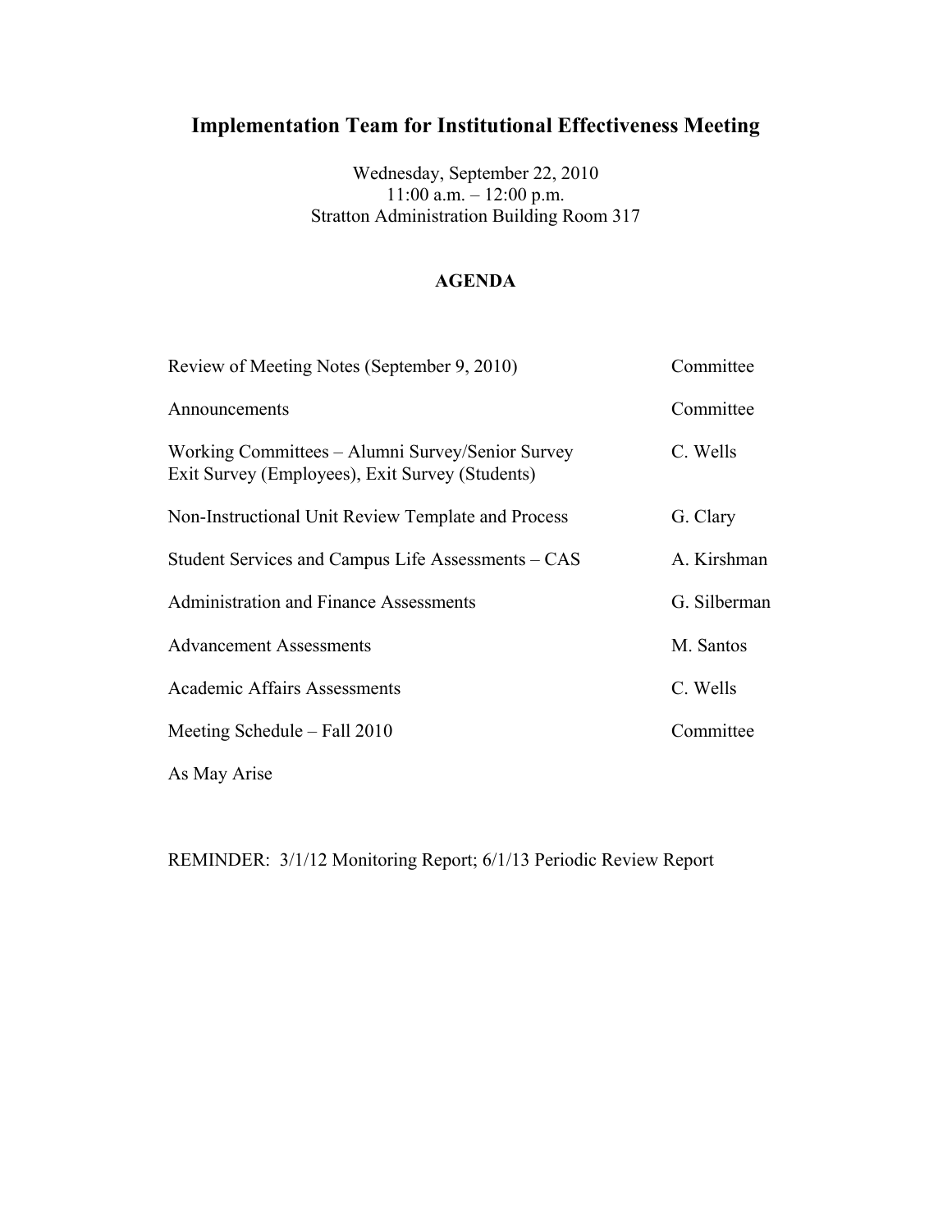# Implementation Team for Institutional Effectiveness Meeting

Wednesday, September 22, 2010
11:00 a.m. – 12:00 p.m.
Stratton Administration Building Room 317

**AGENDA**

| | |
|---|---|
| Review of Meeting Notes (September 9, 2010) | Committee |
| Announcements | Committee |
| Working Committees – Alumni Survey/Senior Survey Exit Survey (Employees), Exit Survey (Students) | C. Wells |
| Non-Instructional Unit Review Template and Process | G. Clary |
| Student Services and Campus Life Assessments – CAS | A. Kirshman |
| Administration and Finance Assessments | G. Silberman |
| Advancement Assessments | M. Santos |
| Academic Affairs Assessments | C. Wells |
| Meeting Schedule – Fall 2010 | Committee |
| As May Arise | |

REMINDER: 3/1/12 Monitoring Report; 6/1/13 Periodic Review Report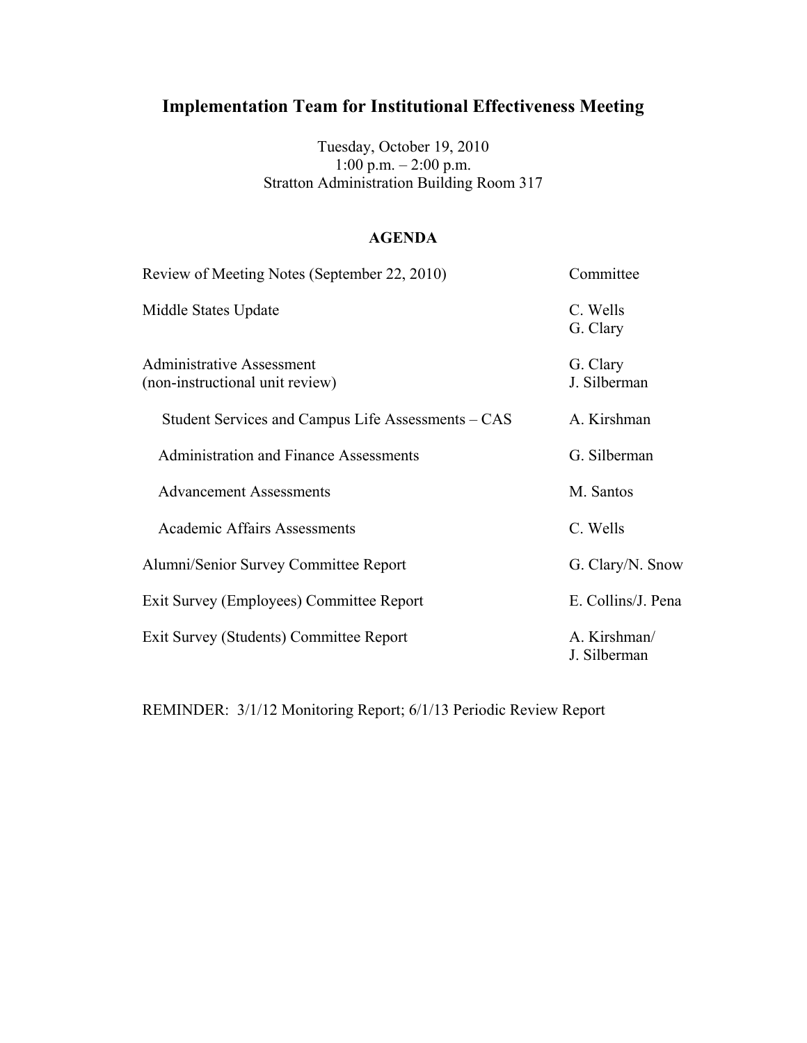# Implementation Team for Institutional Effectiveness Meeting

Tuesday, October 19, 2010
1:00 p.m. – 2:00 p.m.
Stratton Administration Building Room 317

## AGENDA

| | |
|---|---|
| Review of Meeting Notes (September 22, 2010) | Committee |
| Middle States Update | C. Wells<br>G. Clary |
| Administrative Assessment<br>(non-instructional unit review) | G. Clary<br>J. Silberman |
| Student Services and Campus Life Assessments – CAS | A. Kirshman |
| Administration and Finance Assessments | G. Silberman |
| Advancement Assessments | M. Santos |
| Academic Affairs Assessments | C. Wells |
| Alumni/Senior Survey Committee Report | G. Clary/N. Snow |
| Exit Survey (Employees) Committee Report | E. Collins/J. Pena |
| Exit Survey (Students) Committee Report | A. Kirshman/<br>J. Silberman |

REMINDER: 3/1/12 Monitoring Report; 6/1/13 Periodic Review Report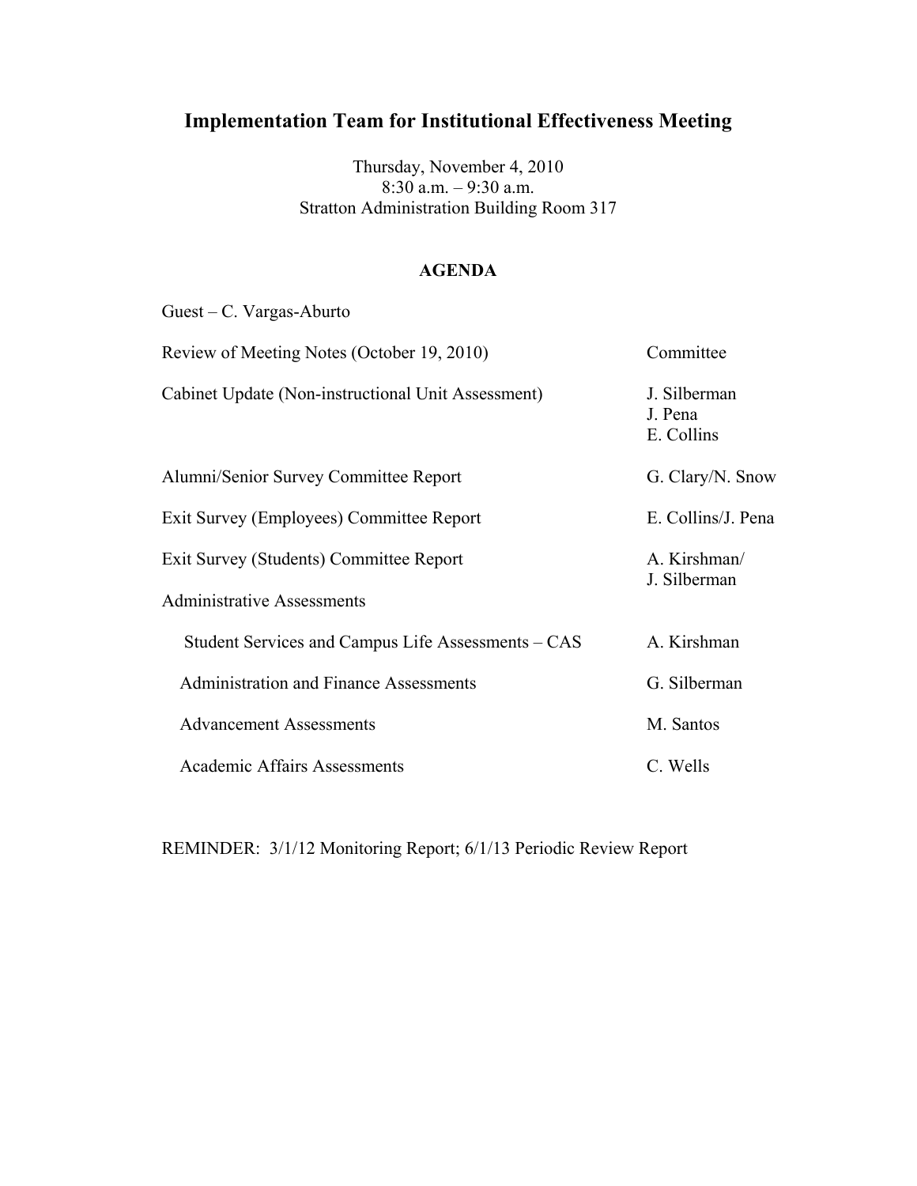# Implementation Team for Institutional Effectiveness Meeting

Thursday, November 4, 2010
8:30 a.m. – 9:30 a.m.
Stratton Administration Building Room 317

## AGENDA

Guest – C. Vargas-Aburto

| | |
|---|---|
| Review of Meeting Notes (October 19, 2010) | Committee |
| Cabinet Update (Non-instructional Unit Assessment) | J. Silberman<br>J. Pena<br>E. Collins |
| Alumni/Senior Survey Committee Report | G. Clary/N. Snow |
| Exit Survey (Employees) Committee Report | E. Collins/J. Pena |
| Exit Survey (Students) Committee Report | A. Kirshman/<br>J. Silberman |
| Administrative Assessments | |
| Student Services and Campus Life Assessments – CAS | A. Kirshman |
| Administration and Finance Assessments | G. Silberman |
| Advancement Assessments | M. Santos |
| Academic Affairs Assessments | C. Wells |

REMINDER: 3/1/12 Monitoring Report; 6/1/13 Periodic Review Report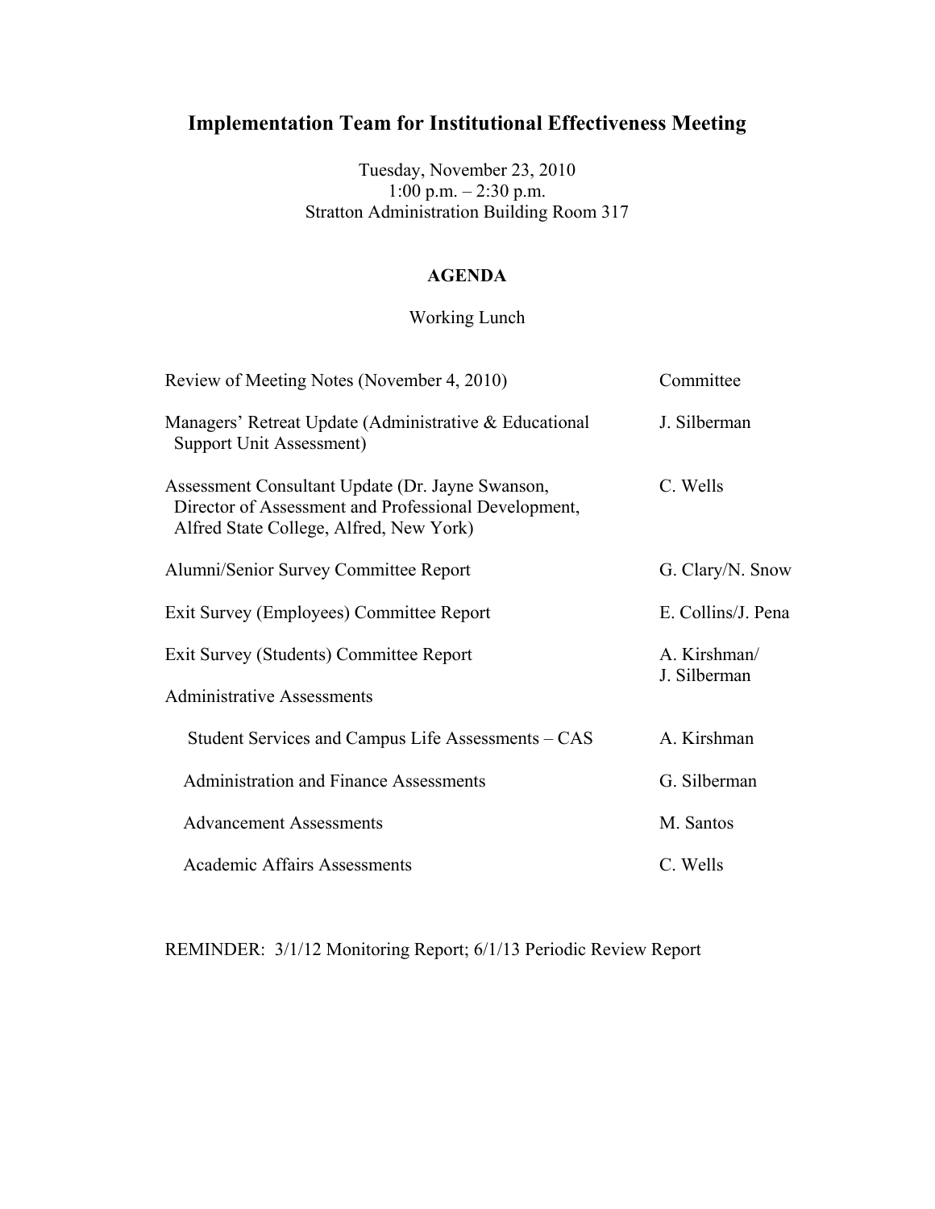# Implementation Team for Institutional Effectiveness Meeting

Tuesday, November 23, 2010
1:00 p.m. – 2:30 p.m.
Stratton Administration Building Room 317

**AGENDA**

Working Lunch

| | |
|---|---|
| Review of Meeting Notes (November 4, 2010) | Committee |
| Managers' Retreat Update (Administrative & Educational Support Unit Assessment) | J. Silberman |
| Assessment Consultant Update (Dr. Jayne Swanson, Director of Assessment and Professional Development, Alfred State College, Alfred, New York) | C. Wells |
| Alumni/Senior Survey Committee Report | G. Clary/N. Snow |
| Exit Survey (Employees) Committee Report | E. Collins/J. Pena |
| Exit Survey (Students) Committee Report | A. Kirshman/ J. Silberman |
| Administrative Assessments | |
| Student Services and Campus Life Assessments – CAS | A. Kirshman |
| Administration and Finance Assessments | G. Silberman |
| Advancement Assessments | M. Santos |
| Academic Affairs Assessments | C. Wells |

REMINDER: 3/1/12 Monitoring Report; 6/1/13 Periodic Review Report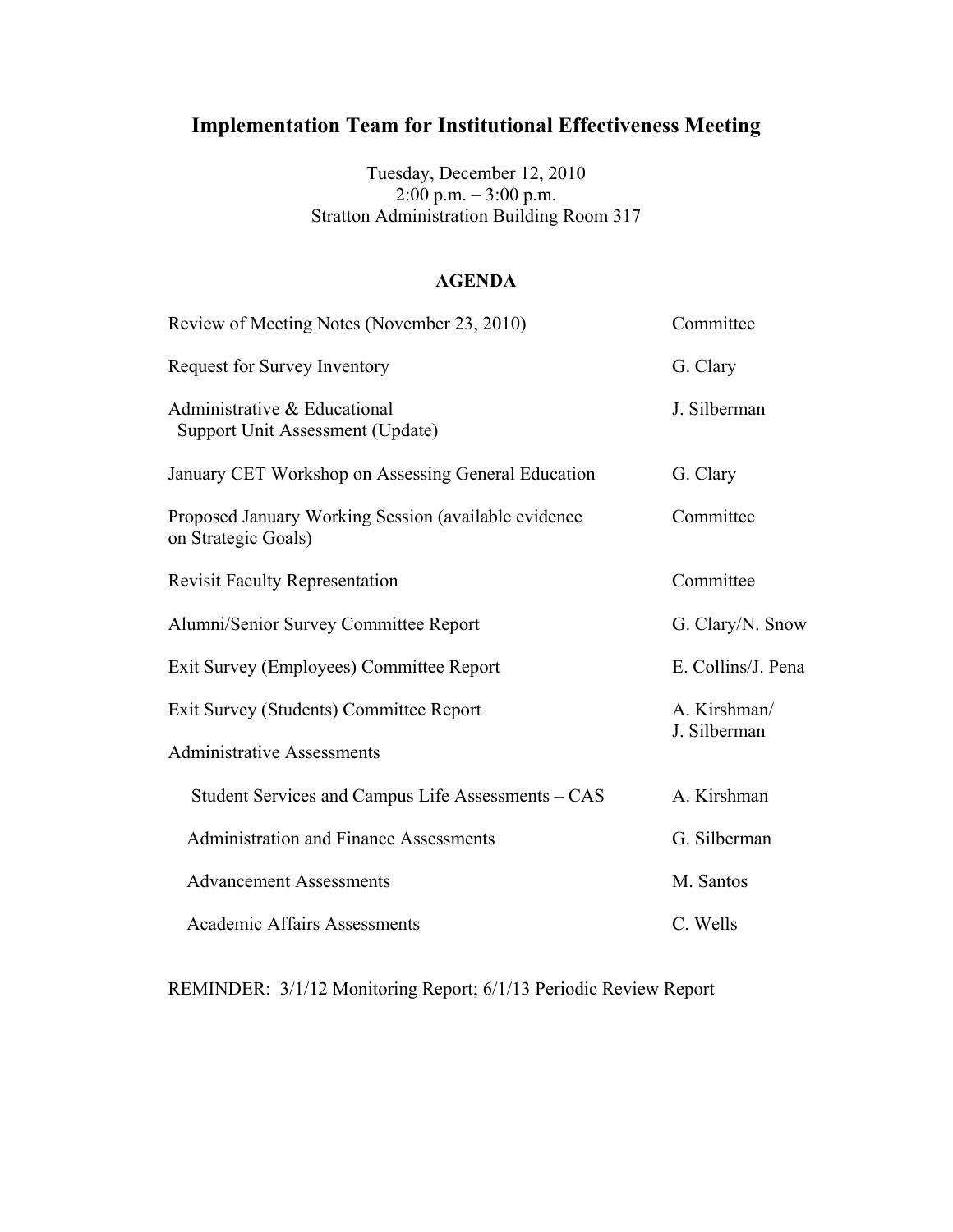# Implementation Team for Institutional Effectiveness Meeting

Tuesday, December 12, 2010
2:00 p.m. – 3:00 p.m.
Stratton Administration Building Room 317

## AGENDA

| Item | Presenter |
| --- | --- |
| Review of Meeting Notes (November 23, 2010) | Committee |
| Request for Survey Inventory | G. Clary |
| Administrative & Educational Support Unit Assessment (Update) | J. Silberman |
| January CET Workshop on Assessing General Education | G. Clary |
| Proposed January Working Session (available evidence on Strategic Goals) | Committee |
| Revisit Faculty Representation | Committee |
| Alumni/Senior Survey Committee Report | G. Clary/N. Snow |
| Exit Survey (Employees) Committee Report | E. Collins/J. Pena |
| Exit Survey (Students) Committee Report | A. Kirshman/ J. Silberman |
| Administrative Assessments | |
| Student Services and Campus Life Assessments – CAS | A. Kirshman |
| Administration and Finance Assessments | G. Silberman |
| Advancement Assessments | M. Santos |
| Academic Affairs Assessments | C. Wells |

REMINDER: 3/1/12 Monitoring Report; 6/1/13 Periodic Review Report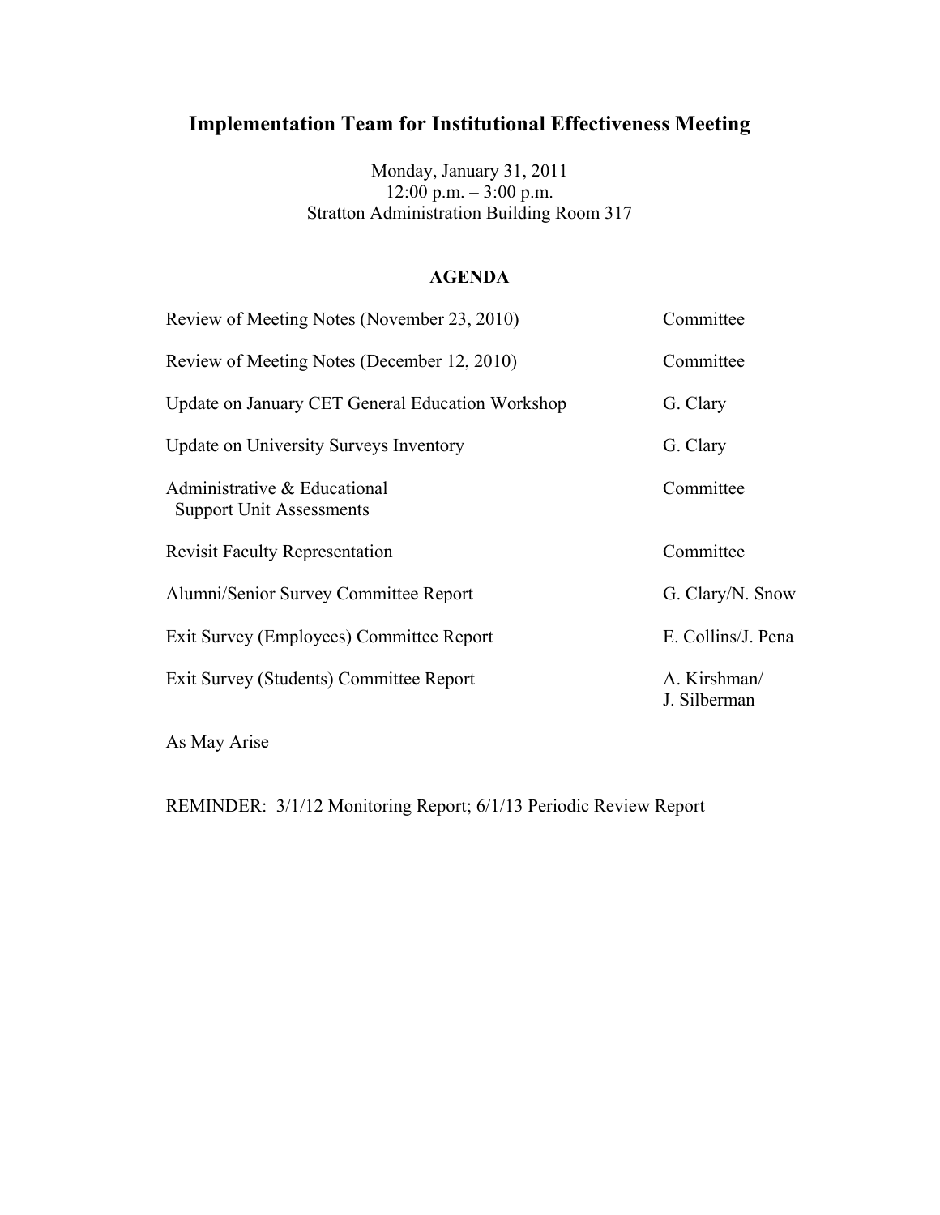# Implementation Team for Institutional Effectiveness Meeting

Monday, January 31, 2011
12:00 p.m. – 3:00 p.m.
Stratton Administration Building Room 317

## AGENDA

| | |
|---|---|
| Review of Meeting Notes (November 23, 2010) | Committee |
| Review of Meeting Notes (December 12, 2010) | Committee |
| Update on January CET General Education Workshop | G. Clary |
| Update on University Surveys Inventory | G. Clary |
| Administrative & Educational Support Unit Assessments | Committee |
| Revisit Faculty Representation | Committee |
| Alumni/Senior Survey Committee Report | G. Clary/N. Snow |
| Exit Survey (Employees) Committee Report | E. Collins/J. Pena |
| Exit Survey (Students) Committee Report | A. Kirshman/ J. Silberman |

As May Arise

REMINDER: 3/1/12 Monitoring Report; 6/1/13 Periodic Review Report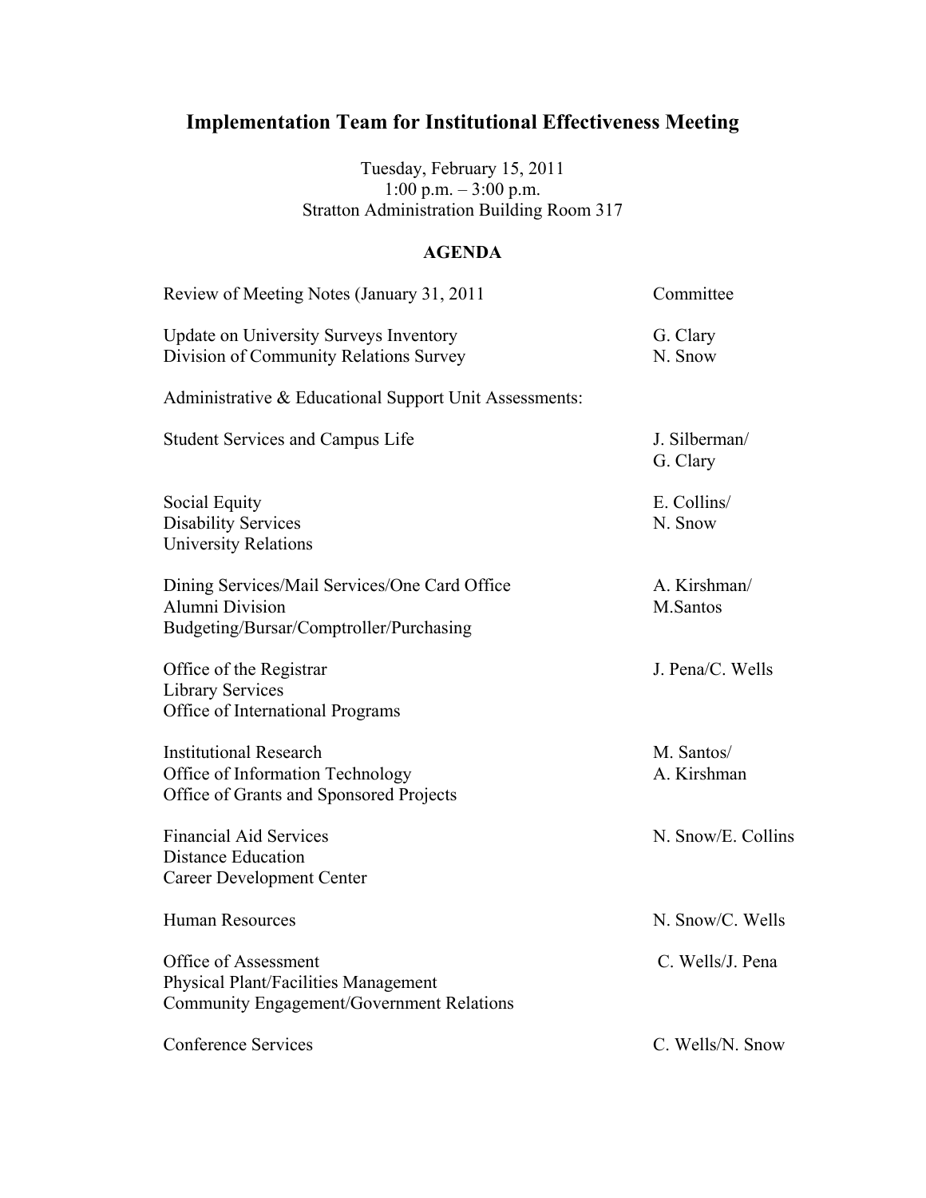# Implementation Team for Institutional Effectiveness Meeting

Tuesday, February 15, 2011
1:00 p.m. – 3:00 p.m.
Stratton Administration Building Room 317

## AGENDA

| | |
|---|---|
| Review of Meeting Notes (January 31, 2011 | Committee |
| Update on University Surveys Inventory<br>Division of Community Relations Survey | G. Clary<br>N. Snow |
| Administrative & Educational Support Unit Assessments: | |
| Student Services and Campus Life | J. Silberman/<br>G. Clary |
| Social Equity<br>Disability Services<br>University Relations | E. Collins/<br>N. Snow |
| Dining Services/Mail Services/One Card Office<br>Alumni Division<br>Budgeting/Bursar/Comptroller/Purchasing | A. Kirshman/<br>M.Santos |
| Office of the Registrar<br>Library Services<br>Office of International Programs | J. Pena/C. Wells |
| Institutional Research<br>Office of Information Technology<br>Office of Grants and Sponsored Projects | M. Santos/<br>A. Kirshman |
| Financial Aid Services<br>Distance Education<br>Career Development Center | N. Snow/E. Collins |
| Human Resources | N. Snow/C. Wells |
| Office of Assessment<br>Physical Plant/Facilities Management<br>Community Engagement/Government Relations | C. Wells/J. Pena |
| Conference Services | C. Wells/N. Snow |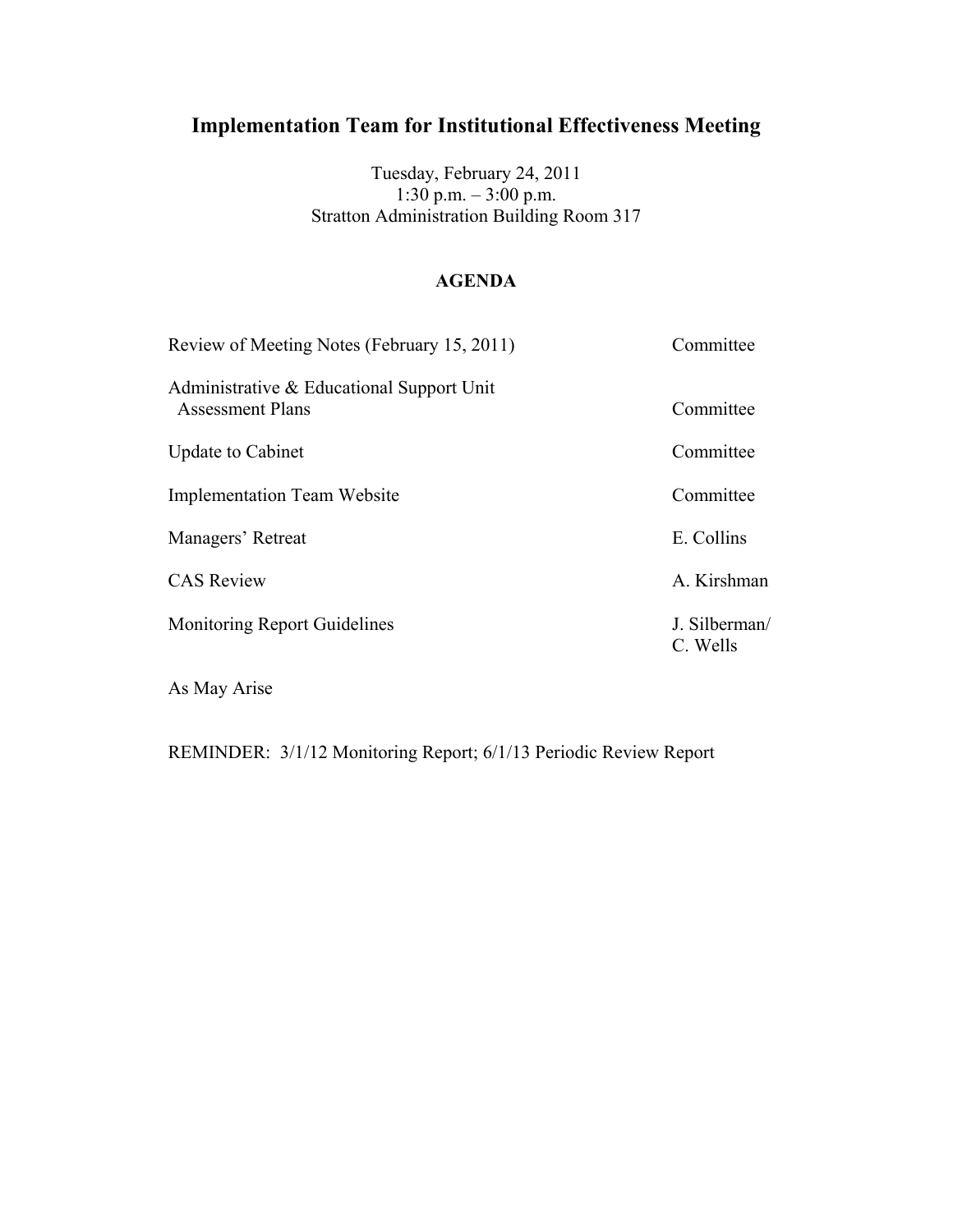# Implementation Team for Institutional Effectiveness Meeting

Tuesday, February 24, 2011
1:30 p.m. – 3:00 p.m.
Stratton Administration Building Room 317

## AGENDA

| | |
|---|---|
| Review of Meeting Notes (February 15, 2011) | Committee |
| Administrative & Educational Support Unit Assessment Plans | Committee |
| Update to Cabinet | Committee |
| Implementation Team Website | Committee |
| Managers' Retreat | E. Collins |
| CAS Review | A. Kirshman |
| Monitoring Report Guidelines | J. Silberman/ C. Wells |
| As May Arise | |

REMINDER: 3/1/12 Monitoring Report; 6/1/13 Periodic Review Report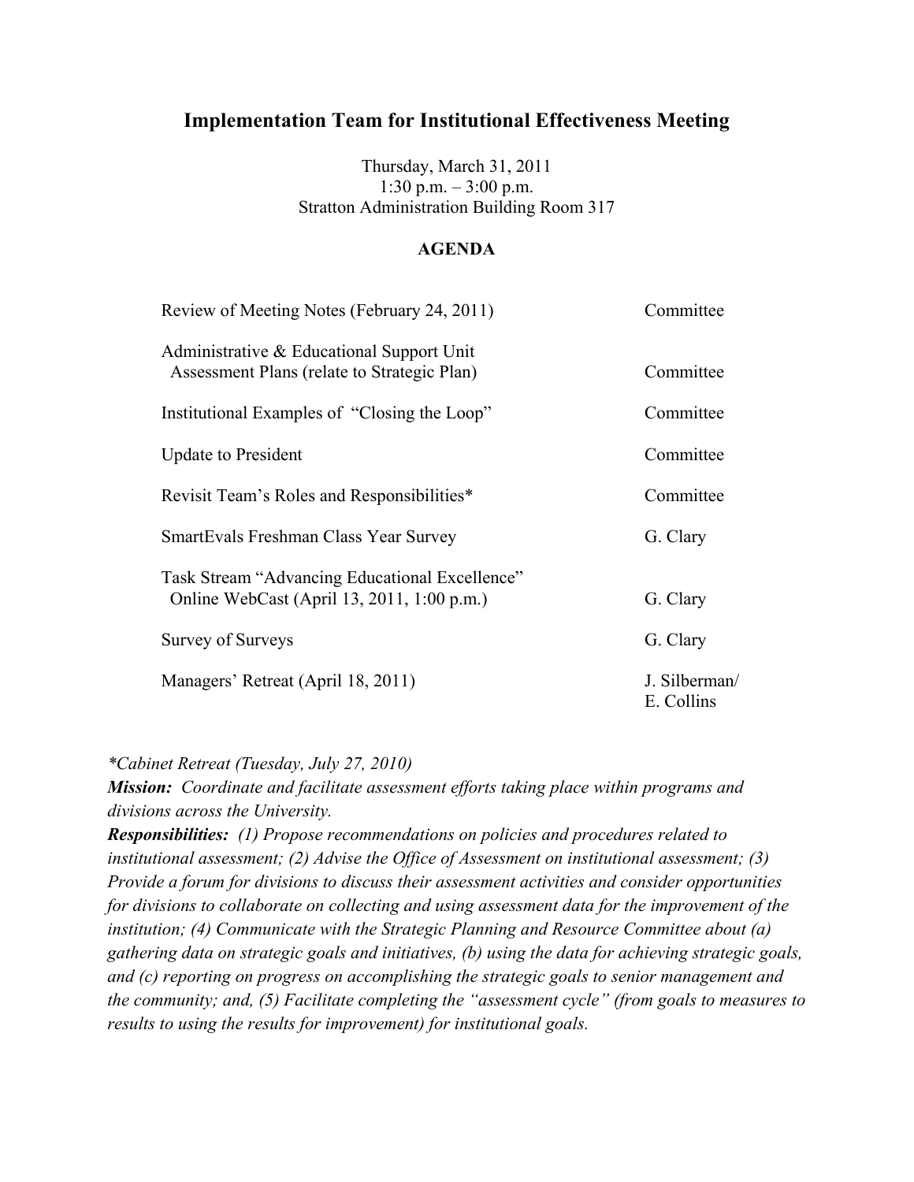## Implementation Team for Institutional Effectiveness Meeting

Thursday, March 31, 2011
1:30 p.m. – 3:00 p.m.
Stratton Administration Building Room 317

**AGENDA**

| | |
|---|---|
| Review of Meeting Notes (February 24, 2011) | Committee |
| Administrative & Educational Support Unit Assessment Plans (relate to Strategic Plan) | Committee |
| Institutional Examples of "Closing the Loop" | Committee |
| Update to President | Committee |
| Revisit Team's Roles and Responsibilities* | Committee |
| SmartEvals Freshman Class Year Survey | G. Clary |
| Task Stream "Advancing Educational Excellence" Online WebCast (April 13, 2011, 1:00 p.m.) | G. Clary |
| Survey of Surveys | G. Clary |
| Managers' Retreat (April 18, 2011) | J. Silberman/ E. Collins |

*\*Cabinet Retreat (Tuesday, July 27, 2010)*
***Mission:*** *Coordinate and facilitate assessment efforts taking place within programs and divisions across the University.*
***Responsibilities:*** *(1) Propose recommendations on policies and procedures related to institutional assessment; (2) Advise the Office of Assessment on institutional assessment; (3) Provide a forum for divisions to discuss their assessment activities and consider opportunities for divisions to collaborate on collecting and using assessment data for the improvement of the institution; (4) Communicate with the Strategic Planning and Resource Committee about (a) gathering data on strategic goals and initiatives, (b) using the data for achieving strategic goals, and (c) reporting on progress on accomplishing the strategic goals to senior management and the community; and, (5) Facilitate completing the "assessment cycle" (from goals to measures to results to using the results for improvement) for institutional goals.*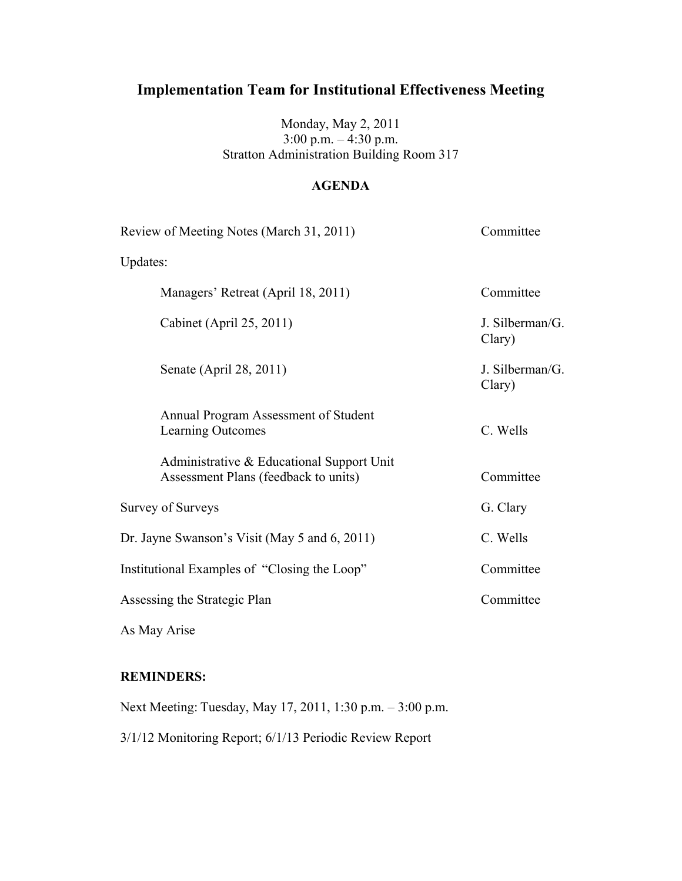# Implementation Team for Institutional Effectiveness Meeting

Monday, May 2, 2011
3:00 p.m. – 4:30 p.m.
Stratton Administration Building Room 317

## AGENDA

| | |
|---|---|
| Review of Meeting Notes (March 31, 2011) | Committee |
| Updates: | |
| Managers' Retreat (April 18, 2011) | Committee |
| Cabinet (April 25, 2011) | J. Silberman/G. Clary) |
| Senate (April 28, 2011) | J. Silberman/G. Clary) |
| Annual Program Assessment of Student Learning Outcomes | C. Wells |
| Administrative & Educational Support Unit Assessment Plans (feedback to units) | Committee |
| Survey of Surveys | G. Clary |
| Dr. Jayne Swanson's Visit (May 5 and 6, 2011) | C. Wells |
| Institutional Examples of "Closing the Loop" | Committee |
| Assessing the Strategic Plan | Committee |
| As May Arise | |

**REMINDERS:**

Next Meeting: Tuesday, May 17, 2011, 1:30 p.m. – 3:00 p.m.

3/1/12 Monitoring Report; 6/1/13 Periodic Review Report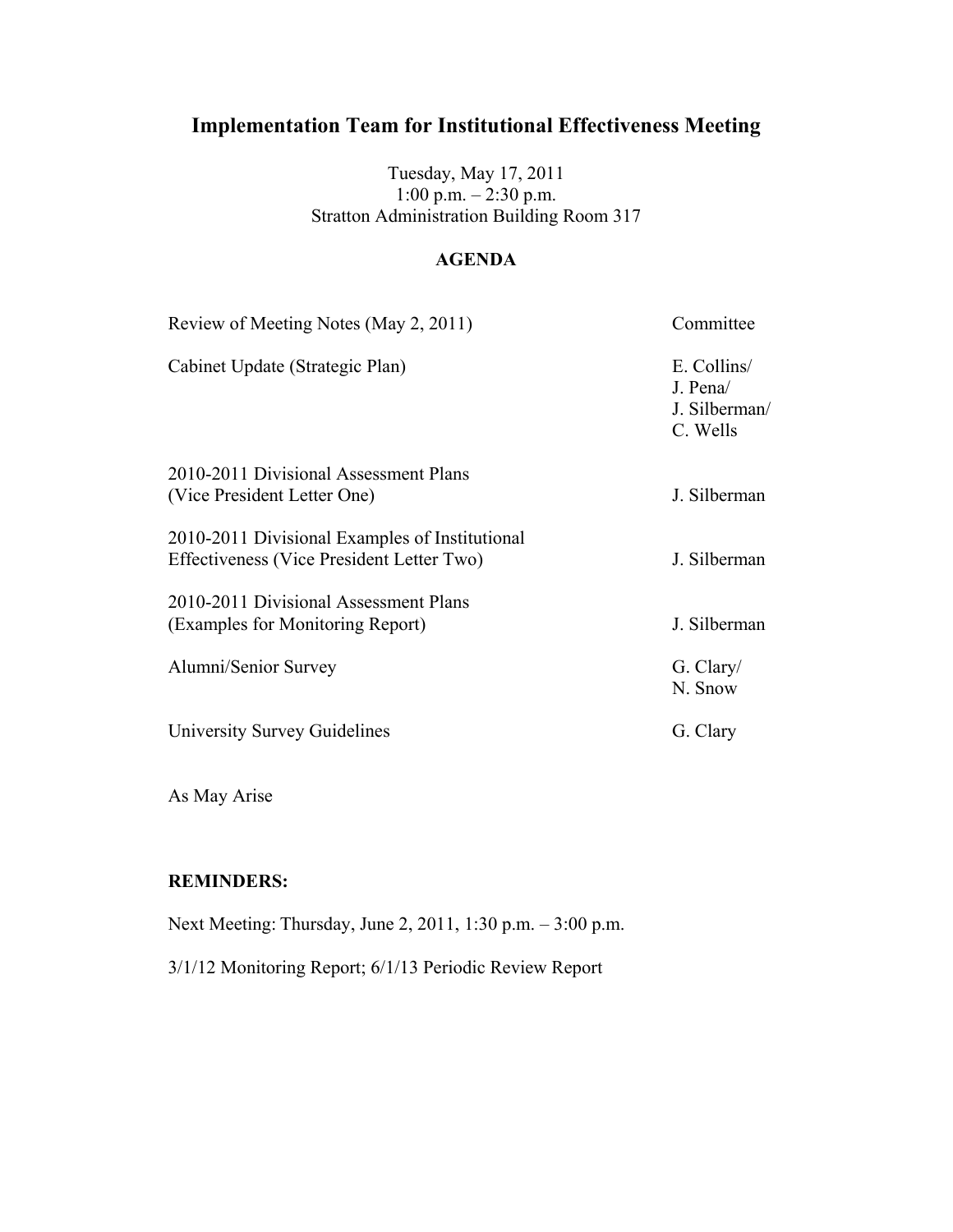# Implementation Team for Institutional Effectiveness Meeting

Tuesday, May 17, 2011
1:00 p.m. – 2:30 p.m.
Stratton Administration Building Room 317

**AGENDA**

| | |
|---|---|
| Review of Meeting Notes (May 2, 2011) | Committee |
| Cabinet Update (Strategic Plan) | E. Collins/ J. Pena/ J. Silberman/ C. Wells |
| 2010-2011 Divisional Assessment Plans (Vice President Letter One) | J. Silberman |
| 2010-2011 Divisional Examples of Institutional Effectiveness (Vice President Letter Two) | J. Silberman |
| 2010-2011 Divisional Assessment Plans (Examples for Monitoring Report) | J. Silberman |
| Alumni/Senior Survey | G. Clary/ N. Snow |
| University Survey Guidelines | G. Clary |

As May Arise

**REMINDERS:**

Next Meeting: Thursday, June 2, 2011, 1:30 p.m. – 3:00 p.m.

3/1/12 Monitoring Report; 6/1/13 Periodic Review Report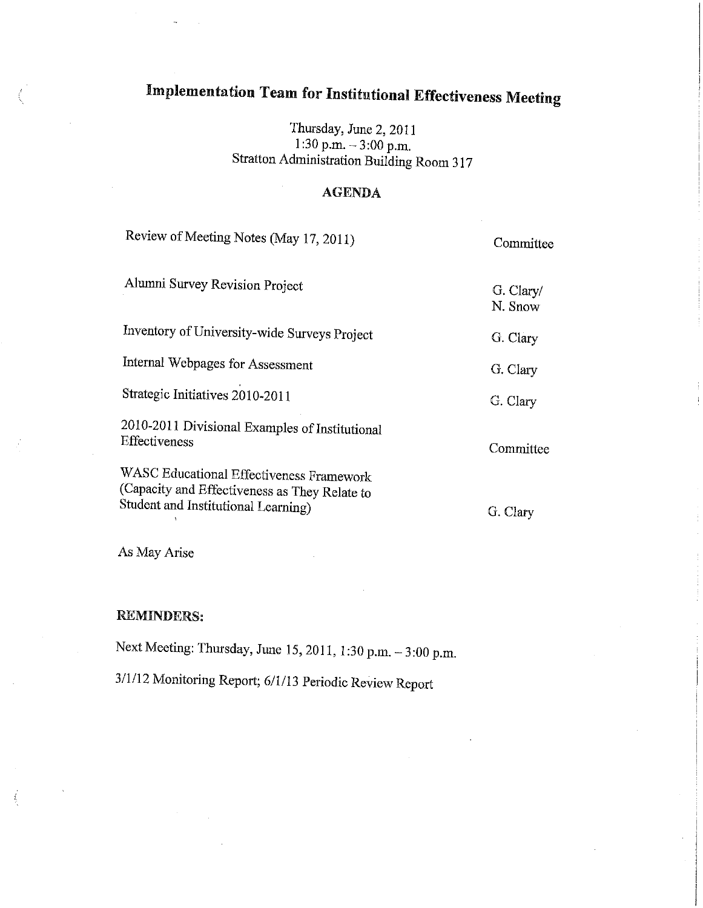# Implementation Team for Institutional Effectiveness Meeting

Thursday, June 2, 2011
1:30 p.m. – 3:00 p.m.
Stratton Administration Building Room 317

## AGENDA

| | |
|---|---|
| Review of Meeting Notes (May 17, 2011) | Committee |
| Alumni Survey Revision Project | G. Clary/ N. Snow |
| Inventory of University-wide Surveys Project | G. Clary |
| Internal Webpages for Assessment | G. Clary |
| Strategic Initiatives 2010-2011 | G. Clary |
| 2010-2011 Divisional Examples of Institutional Effectiveness | Committee |
| WASC Educational Effectiveness Framework (Capacity and Effectiveness as They Relate to Student and Institutional Learning) | G. Clary |
| As May Arise | |

**REMINDERS:**

Next Meeting: Thursday, June 15, 2011, 1:30 p.m. – 3:00 p.m.

3/1/12 Monitoring Report; 6/1/13 Periodic Review Report